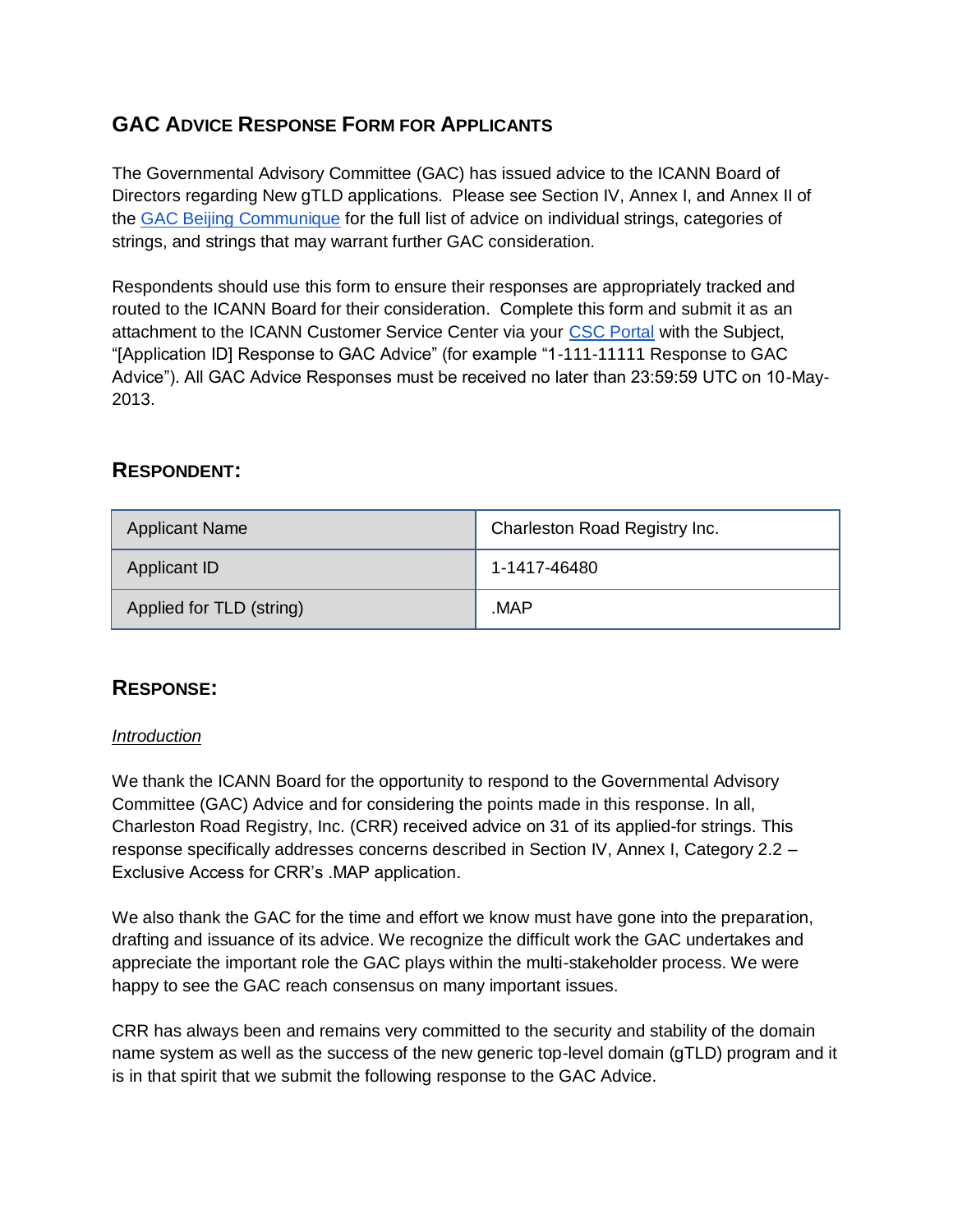## GAC Advice Response Form for Applicants

The Governmental Advisory Committee (GAC) has issued advice to the ICANN Board of Directors regarding New gTLD applications. Please see Section IV, Annex I, and Annex II of the GAC Beijing Communique for the full list of advice on individual strings, categories of strings, and strings that may warrant further GAC consideration.

Respondents should use this form to ensure their responses are appropriately tracked and routed to the ICANN Board for their consideration. Complete this form and submit it as an attachment to the ICANN Customer Service Center via your CSC Portal with the Subject, "[Application ID] Response to GAC Advice" (for example "1-111-11111 Response to GAC Advice"). All GAC Advice Responses must be received no later than 23:59:59 UTC on 10-May-2013.

## Respondent:

| Applicant Name | Charleston Road Registry Inc. |
|---|---|
| Applicant ID | 1-1417-46480 |
| Applied for TLD (string) | .MAP |

## Response:

*Introduction*

We thank the ICANN Board for the opportunity to respond to the Governmental Advisory Committee (GAC) Advice and for considering the points made in this response. In all, Charleston Road Registry, Inc. (CRR) received advice on 31 of its applied-for strings. This response specifically addresses concerns described in Section IV, Annex I, Category 2.2 – Exclusive Access for CRR's .MAP application.

We also thank the GAC for the time and effort we know must have gone into the preparation, drafting and issuance of its advice. We recognize the difficult work the GAC undertakes and appreciate the important role the GAC plays within the multi-stakeholder process. We were happy to see the GAC reach consensus on many important issues.

CRR has always been and remains very committed to the security and stability of the domain name system as well as the success of the new generic top-level domain (gTLD) program and it is in that spirit that we submit the following response to the GAC Advice.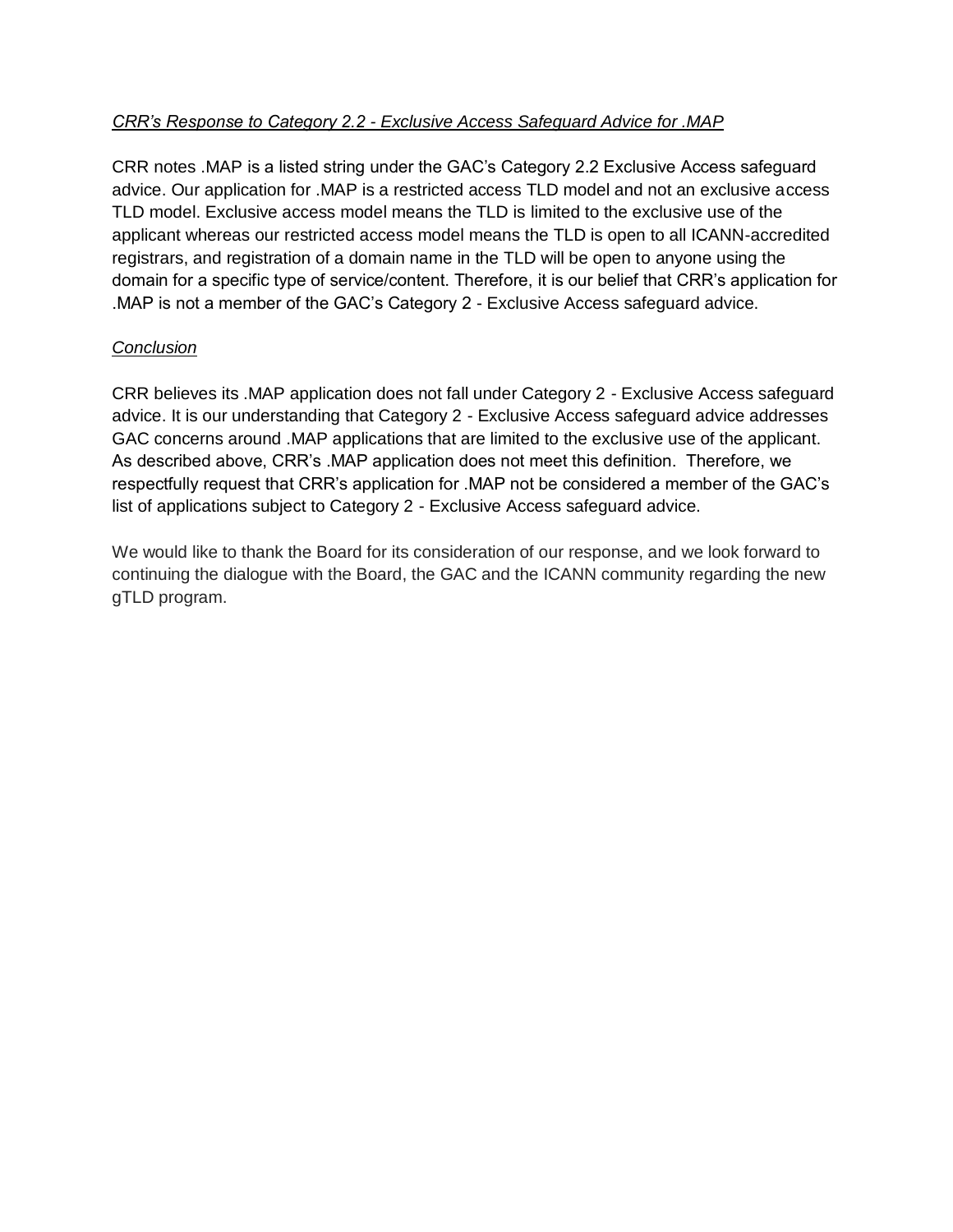*CRR's Response to Category 2.2 - Exclusive Access Safeguard Advice for .MAP*

CRR notes .MAP is a listed string under the GAC's Category 2.2 Exclusive Access safeguard advice. Our application for .MAP is a restricted access TLD model and not an exclusive access TLD model. Exclusive access model means the TLD is limited to the exclusive use of the applicant whereas our restricted access model means the TLD is open to all ICANN-accredited registrars, and registration of a domain name in the TLD will be open to anyone using the domain for a specific type of service/content. Therefore, it is our belief that CRR's application for .MAP is not a member of the GAC's Category 2 - Exclusive Access safeguard advice.

*Conclusion*

CRR believes its .MAP application does not fall under Category 2 - Exclusive Access safeguard advice. It is our understanding that Category 2 - Exclusive Access safeguard advice addresses GAC concerns around .MAP applications that are limited to the exclusive use of the applicant. As described above, CRR's .MAP application does not meet this definition. Therefore, we respectfully request that CRR's application for .MAP not be considered a member of the GAC's list of applications subject to Category 2 - Exclusive Access safeguard advice.

We would like to thank the Board for its consideration of our response, and we look forward to continuing the dialogue with the Board, the GAC and the ICANN community regarding the new gTLD program.